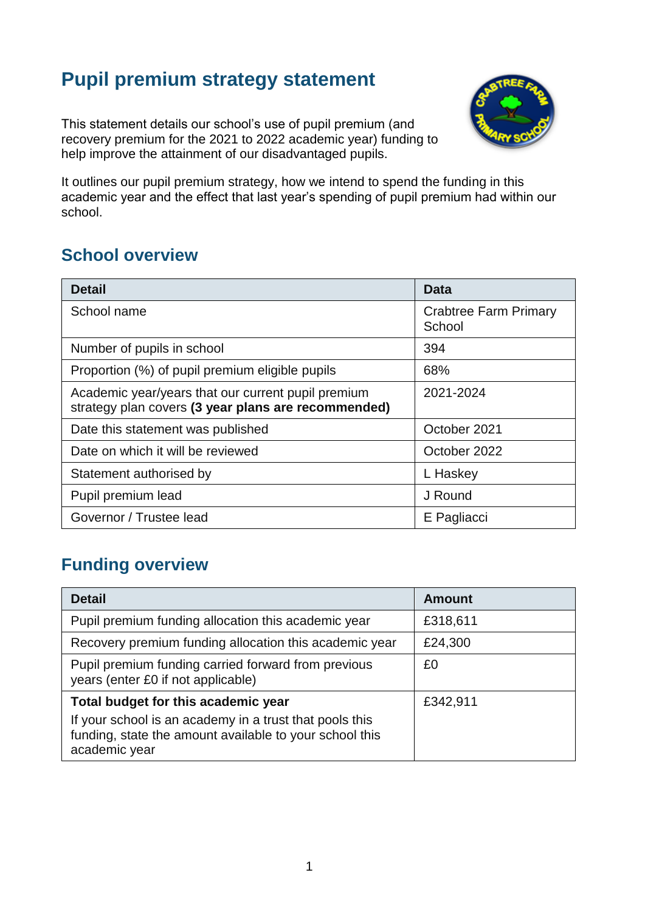# Pupil premium strategy statement

This statement details our school's use of pupil premium (and recovery premium for the 2021 to 2022 academic year) funding to help improve the attainment of our disadvantaged pupils.

It outlines our pupil premium strategy, how we intend to spend the funding in this academic year and the effect that last year's spending of pupil premium had within our school.

## School overview

| Detail | Data |
|---|---|
| School name | Crabtree Farm Primary School |
| Number of pupils in school | 394 |
| Proportion (%) of pupil premium eligible pupils | 68% |
| Academic year/years that our current pupil premium strategy plan covers **(3 year plans are recommended)** | 2021-2024 |
| Date this statement was published | October 2021 |
| Date on which it will be reviewed | October 2022 |
| Statement authorised by | L Haskey |
| Pupil premium lead | J Round |
| Governor / Trustee lead | E Pagliacci |

## Funding overview

| Detail | Amount |
|---|---|
| Pupil premium funding allocation this academic year | £318,611 |
| Recovery premium funding allocation this academic year | £24,300 |
| Pupil premium funding carried forward from previous years (enter £0 if not applicable) | £0 |
| **Total budget for this academic year**<br>If your school is an academy in a trust that pools this funding, state the amount available to your school this academic year | £342,911 |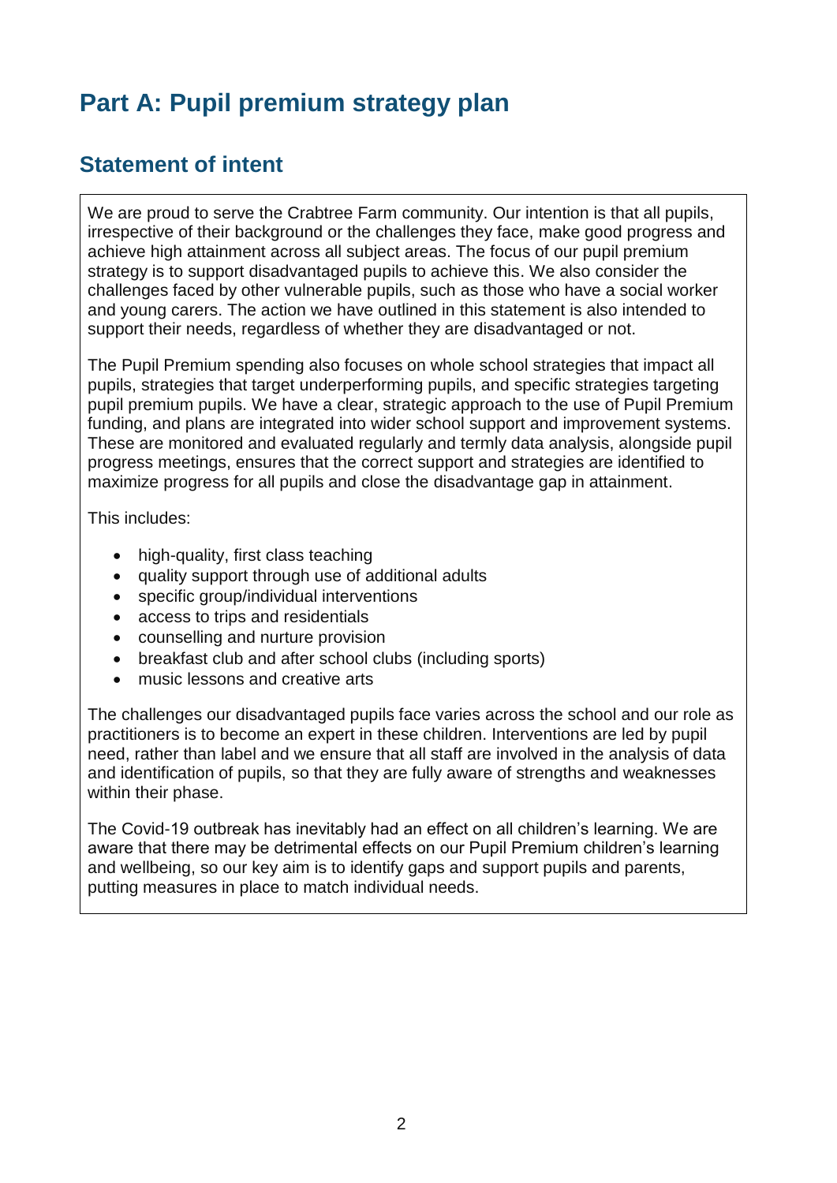# Part A: Pupil premium strategy plan

## Statement of intent

We are proud to serve the Crabtree Farm community. Our intention is that all pupils, irrespective of their background or the challenges they face, make good progress and achieve high attainment across all subject areas. The focus of our pupil premium strategy is to support disadvantaged pupils to achieve this. We also consider the challenges faced by other vulnerable pupils, such as those who have a social worker and young carers. The action we have outlined in this statement is also intended to support their needs, regardless of whether they are disadvantaged or not.

The Pupil Premium spending also focuses on whole school strategies that impact all pupils, strategies that target underperforming pupils, and specific strategies targeting pupil premium pupils. We have a clear, strategic approach to the use of Pupil Premium funding, and plans are integrated into wider school support and improvement systems. These are monitored and evaluated regularly and termly data analysis, alongside pupil progress meetings, ensures that the correct support and strategies are identified to maximize progress for all pupils and close the disadvantage gap in attainment.

This includes:

- high-quality, first class teaching
- quality support through use of additional adults
- specific group/individual interventions
- access to trips and residentials
- counselling and nurture provision
- breakfast club and after school clubs (including sports)
- music lessons and creative arts

The challenges our disadvantaged pupils face varies across the school and our role as practitioners is to become an expert in these children. Interventions are led by pupil need, rather than label and we ensure that all staff are involved in the analysis of data and identification of pupils, so that they are fully aware of strengths and weaknesses within their phase.

The Covid-19 outbreak has inevitably had an effect on all children's learning. We are aware that there may be detrimental effects on our Pupil Premium children's learning and wellbeing, so our key aim is to identify gaps and support pupils and parents, putting measures in place to match individual needs.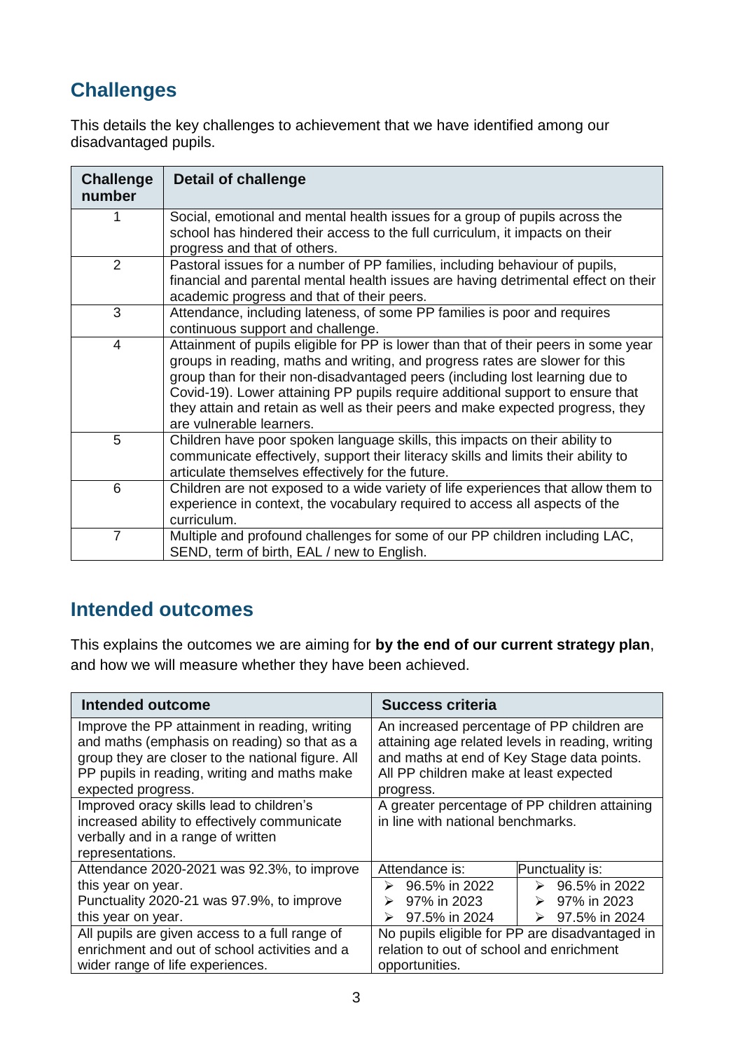## Challenges

This details the key challenges to achievement that we have identified among our disadvantaged pupils.

| Challenge number | Detail of challenge |
|---|---|
| 1 | Social, emotional and mental health issues for a group of pupils across the school has hindered their access to the full curriculum, it impacts on their progress and that of others. |
| 2 | Pastoral issues for a number of PP families, including behaviour of pupils, financial and parental mental health issues are having detrimental effect on their academic progress and that of their peers. |
| 3 | Attendance, including lateness, of some PP families is poor and requires continuous support and challenge. |
| 4 | Attainment of pupils eligible for PP is lower than that of their peers in some year groups in reading, maths and writing, and progress rates are slower for this group than for their non-disadvantaged peers (including lost learning due to Covid-19). Lower attaining PP pupils require additional support to ensure that they attain and retain as well as their peers and make expected progress, they are vulnerable learners. |
| 5 | Children have poor spoken language skills, this impacts on their ability to communicate effectively, support their literacy skills and limits their ability to articulate themselves effectively for the future. |
| 6 | Children are not exposed to a wide variety of life experiences that allow them to experience in context, the vocabulary required to access all aspects of the curriculum. |
| 7 | Multiple and profound challenges for some of our PP children including LAC, SEND, term of birth, EAL / new to English. |

## Intended outcomes

This explains the outcomes we are aiming for **by the end of our current strategy plan**, and how we will measure whether they have been achieved.

| Intended outcome | Success criteria | |
|---|---|---|
| Improve the PP attainment in reading, writing and maths (emphasis on reading) so that as a group they are closer to the national figure. All PP pupils in reading, writing and maths make expected progress. | An increased percentage of PP children are attaining age related levels in reading, writing and maths at end of Key Stage data points. All PP children make at least expected progress. | |
| Improved oracy skills lead to children's increased ability to effectively communicate verbally and in a range of written representations. | A greater percentage of PP children attaining in line with national benchmarks. | |
| Attendance 2020-2021 was 92.3%, to improve this year on year.<br>Punctuality 2020-21 was 97.9%, to improve this year on year. | Attendance is:<br>➢ 96.5% in 2022<br>➢ 97% in 2023<br>➢ 97.5% in 2024 | Punctuality is:<br>➢ 96.5% in 2022<br>➢ 97% in 2023<br>➢ 97.5% in 2024 |
| All pupils are given access to a full range of enrichment and out of school activities and a wider range of life experiences. | No pupils eligible for PP are disadvantaged in relation to out of school and enrichment opportunities. | |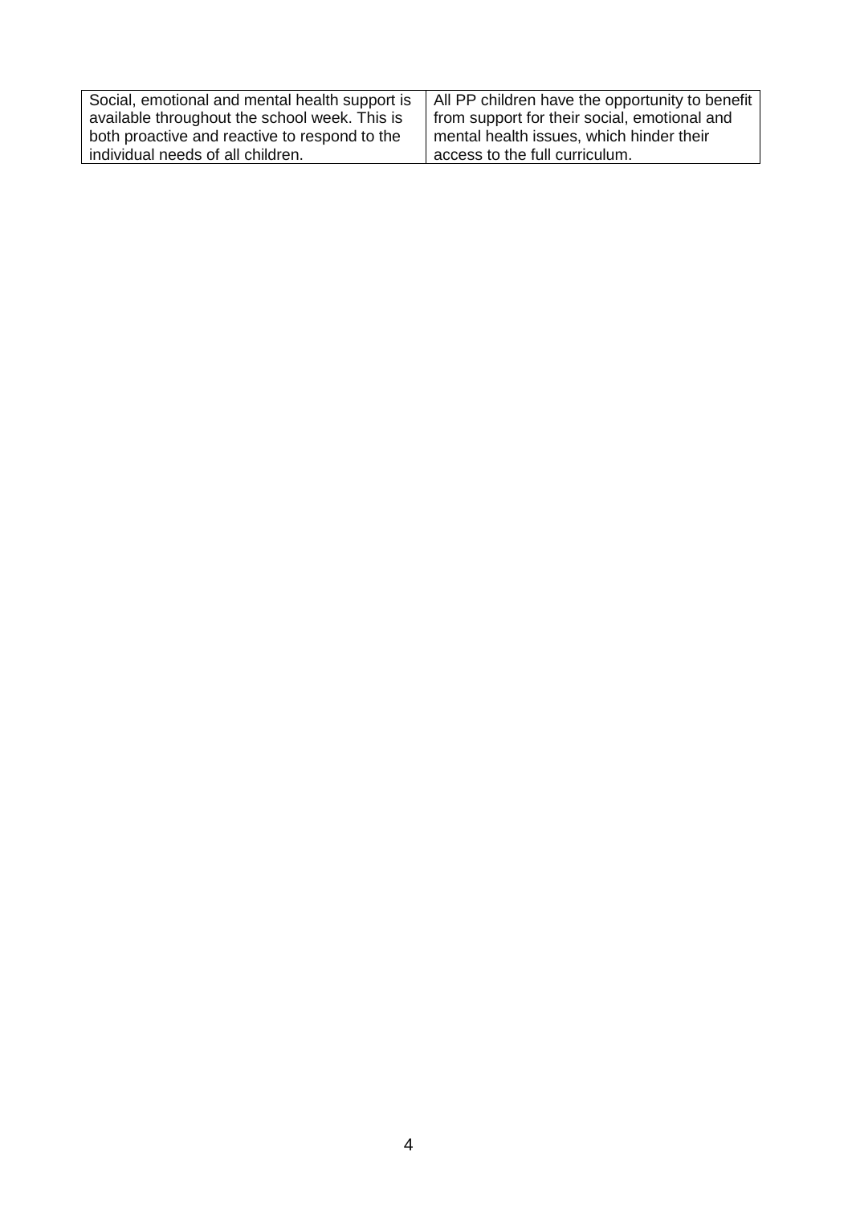| | |
|---|---|
| Social, emotional and mental health support is available throughout the school week. This is both proactive and reactive to respond to the individual needs of all children. | All PP children have the opportunity to benefit from support for their social, emotional and mental health issues, which hinder their access to the full curriculum. |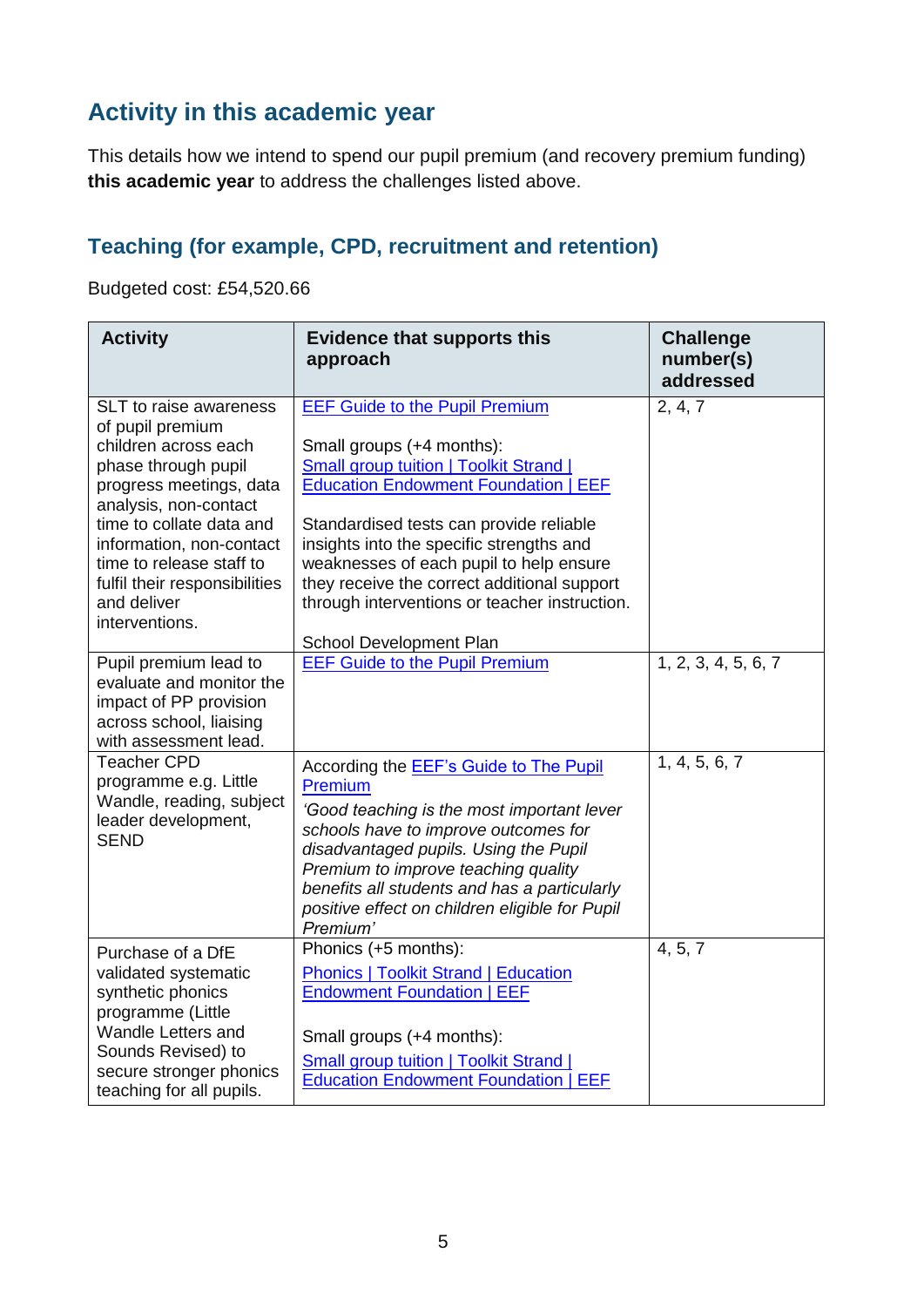## Activity in this academic year

This details how we intend to spend our pupil premium (and recovery premium funding) **this academic year** to address the challenges listed above.

### Teaching (for example, CPD, recruitment and retention)

Budgeted cost: £54,520.66

| Activity | Evidence that supports this approach | Challenge number(s) addressed |
|---|---|---|
| SLT to raise awareness of pupil premium children across each phase through pupil progress meetings, data analysis, non-contact time to collate data and information, non-contact time to release staff to fulfil their responsibilities and deliver interventions. | [EEF Guide to the Pupil Premium](#)<br><br>Small groups (+4 months):<br>[Small group tuition \| Toolkit Strand \| Education Endowment Foundation \| EEF](#)<br><br>Standardised tests can provide reliable insights into the specific strengths and weaknesses of each pupil to help ensure they receive the correct additional support through interventions or teacher instruction.<br><br>School Development Plan | 2, 4, 7 |
| Pupil premium lead to evaluate and monitor the impact of PP provision across school, liaising with assessment lead. | [EEF Guide to the Pupil Premium](#) | 1, 2, 3, 4, 5, 6, 7 |
| Teacher CPD programme e.g. Little Wandle, reading, subject leader development, SEND | According the [EEF's Guide to The Pupil Premium](#)<br>*'Good teaching is the most important lever schools have to improve outcomes for disadvantaged pupils. Using the Pupil Premium to improve teaching quality benefits all students and has a particularly positive effect on children eligible for Pupil Premium'* | 1, 4, 5, 6, 7 |
| Purchase of a DfE validated systematic synthetic phonics programme (Little Wandle Letters and Sounds Revised) to secure stronger phonics teaching for all pupils. | Phonics (+5 months):<br>[Phonics \| Toolkit Strand \| Education Endowment Foundation \| EEF](#)<br><br>Small groups (+4 months):<br>[Small group tuition \| Toolkit Strand \| Education Endowment Foundation \| EEF](#) | 4, 5, 7 |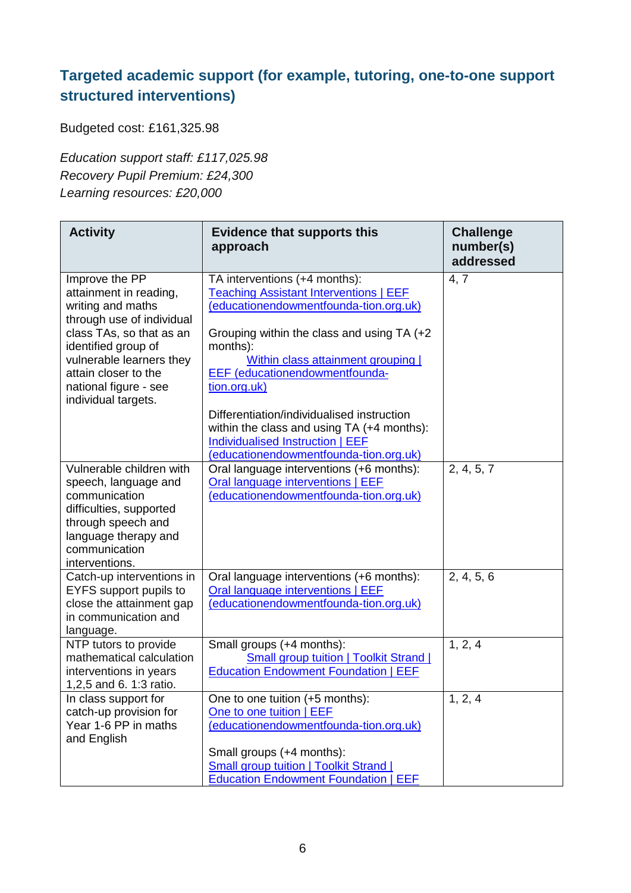## Targeted academic support (for example, tutoring, one-to-one support structured interventions)

Budgeted cost: £161,325.98

*Education support staff: £117,025.98*
*Recovery Pupil Premium: £24,300*
*Learning resources: £20,000*

| Activity | Evidence that supports this approach | Challenge number(s) addressed |
|---|---|---|
| Improve the PP attainment in reading, writing and maths through use of individual class TAs, so that as an identified group of vulnerable learners they attain closer to the national figure - see individual targets. | TA interventions (+4 months): Teaching Assistant Interventions \| EEF (educationendowmentfounda-tion.org.uk)<br><br>Grouping within the class and using TA (+2 months): Within class attainment grouping \| EEF (educationendowmentfounda-tion.org.uk)<br><br>Differentiation/individualised instruction within the class and using TA (+4 months): Individualised Instruction \| EEF (educationendowmentfounda-tion.org.uk) | 4, 7 |
| Vulnerable children with speech, language and communication difficulties, supported through speech and language therapy and communication interventions. | Oral language interventions (+6 months): Oral language interventions \| EEF (educationendowmentfounda-tion.org.uk) | 2, 4, 5, 7 |
| Catch-up interventions in EYFS support pupils to close the attainment gap in communication and language. | Oral language interventions (+6 months): Oral language interventions \| EEF (educationendowmentfounda-tion.org.uk) | 2, 4, 5, 6 |
| NTP tutors to provide mathematical calculation interventions in years 1,2,5 and 6. 1:3 ratio. | Small groups (+4 months): Small group tuition \| Toolkit Strand \| Education Endowment Foundation \| EEF | 1, 2, 4 |
| In class support for catch-up provision for Year 1-6 PP in maths and English | One to one tuition (+5 months): One to one tuition \| EEF (educationendowmentfounda-tion.org.uk)<br><br>Small groups (+4 months): Small group tuition \| Toolkit Strand \| Education Endowment Foundation \| EEF | 1, 2, 4 |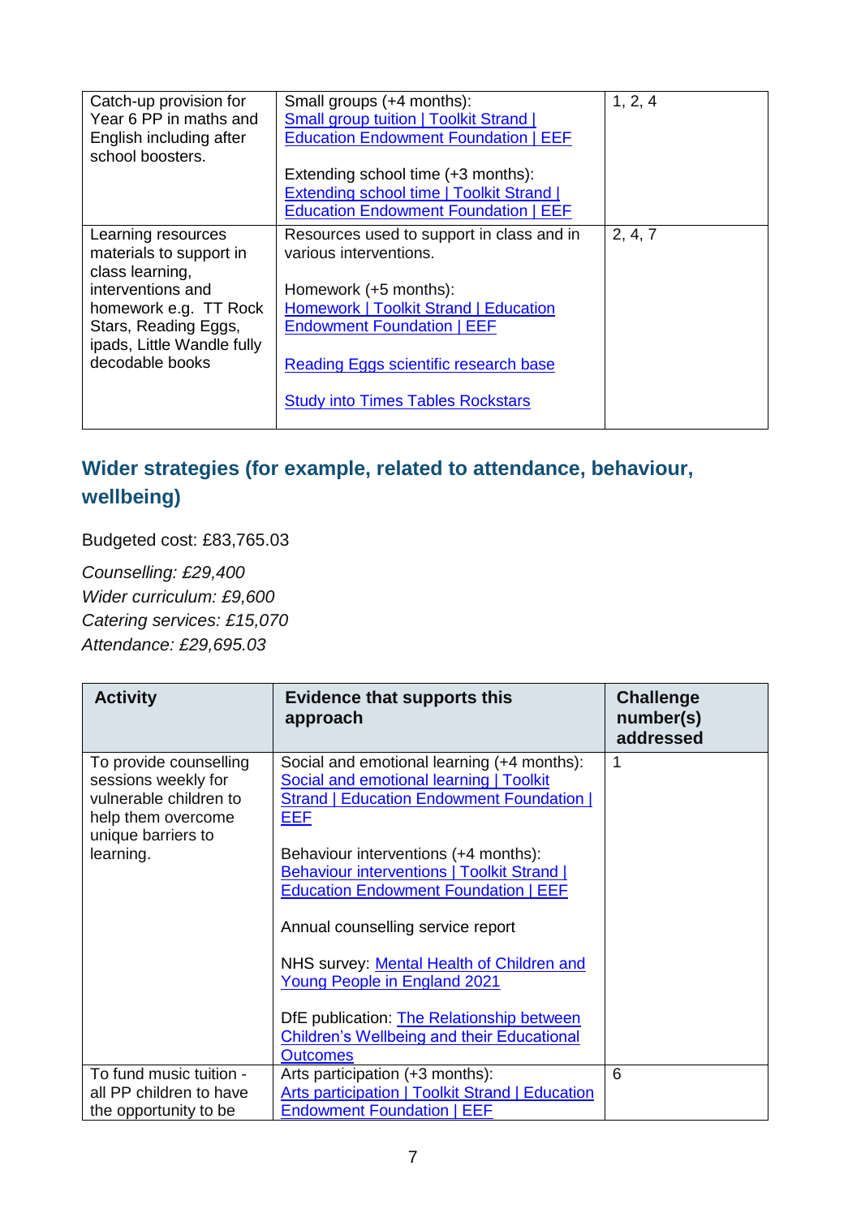| | | |
|---|---|---|
| Catch-up provision for Year 6 PP in maths and English including after school boosters. | Small groups (+4 months): Small group tuition \| Toolkit Strand \| Education Endowment Foundation \| EEF<br><br>Extending school time (+3 months): Extending school time \| Toolkit Strand \| Education Endowment Foundation \| EEF | 1, 2, 4 |
| Learning resources materials to support in class learning, interventions and homework e.g. TT Rock Stars, Reading Eggs, ipads, Little Wandle fully decodable books | Resources used to support in class and in various interventions.<br><br>Homework (+5 months): Homework \| Toolkit Strand \| Education Endowment Foundation \| EEF<br><br>Reading Eggs scientific research base<br><br>Study into Times Tables Rockstars | 2, 4, 7 |

## Wider strategies (for example, related to attendance, behaviour, wellbeing)

Budgeted cost: £83,765.03

*Counselling: £29,400*
*Wider curriculum: £9,600*
*Catering services: £15,070*
*Attendance: £29,695.03*

| Activity | Evidence that supports this approach | Challenge number(s) addressed |
|---|---|---|
| To provide counselling sessions weekly for vulnerable children to help them overcome unique barriers to learning. | Social and emotional learning (+4 months): Social and emotional learning \| Toolkit Strand \| Education Endowment Foundation \| EEF<br><br>Behaviour interventions (+4 months): Behaviour interventions \| Toolkit Strand \| Education Endowment Foundation \| EEF<br><br>Annual counselling service report<br><br>NHS survey: Mental Health of Children and Young People in England 2021<br><br>DfE publication: The Relationship between Children's Wellbeing and their Educational Outcomes | 1 |
| To fund music tuition - all PP children to have the opportunity to be | Arts participation (+3 months): Arts participation \| Toolkit Strand \| Education Endowment Foundation \| EEF | 6 |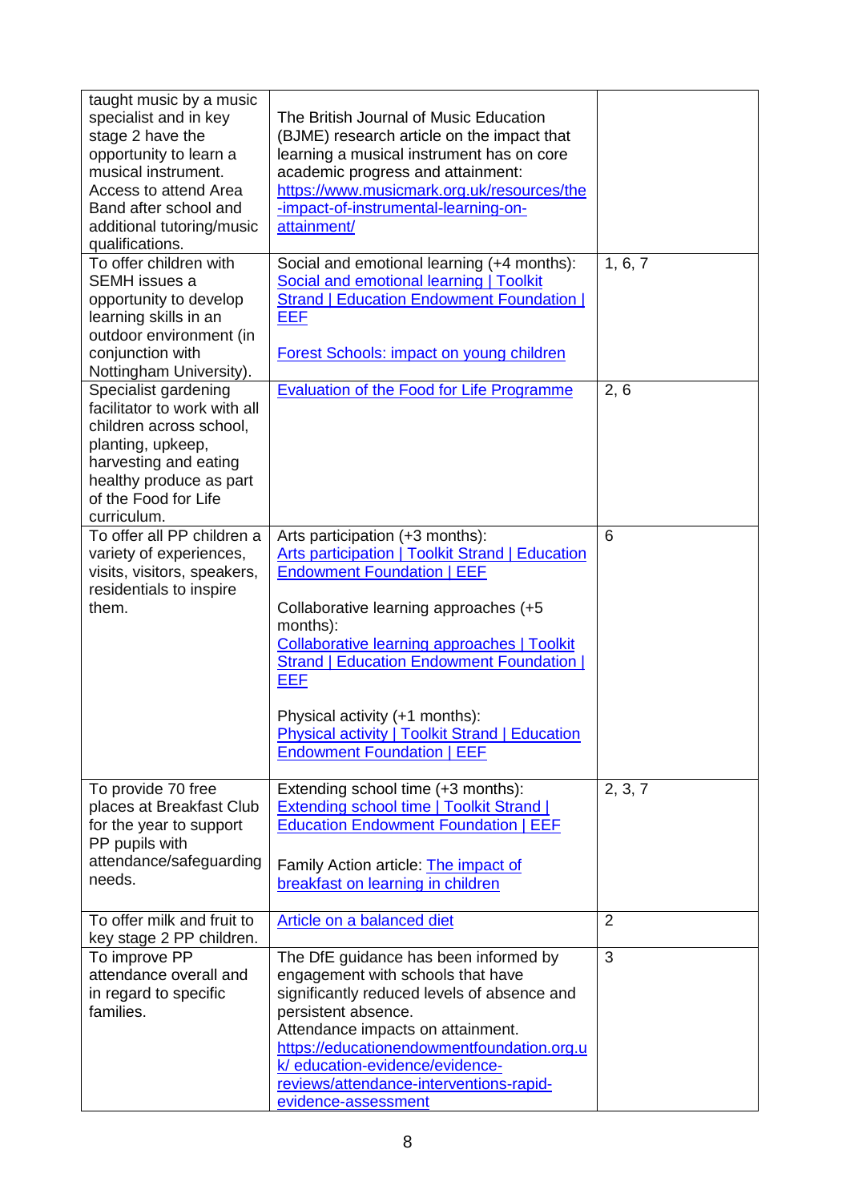| | | |
|---|---|---|
| taught music by a music specialist and in key stage 2 have the opportunity to learn a musical instrument. Access to attend Area Band after school and additional tutoring/music qualifications. | The British Journal of Music Education (BJME) research article on the impact that learning a musical instrument has on core academic progress and attainment: [https://www.musicmark.org.uk/resources/the-impact-of-instrumental-learning-on-attainment/](https://www.musicmark.org.uk/resources/the-impact-of-instrumental-learning-on-attainment/) | |
| To offer children with SEMH issues a opportunity to develop learning skills in an outdoor environment (in conjunction with Nottingham University). | Social and emotional learning (+4 months): Social and emotional learning \| Toolkit Strand \| Education Endowment Foundation \| EEF<br><br>Forest Schools: impact on young children | 1, 6, 7 |
| Specialist gardening facilitator to work with all children across school, planting, upkeep, harvesting and eating healthy produce as part of the Food for Life curriculum. | Evaluation of the Food for Life Programme | 2, 6 |
| To offer all PP children a variety of experiences, visits, visitors, speakers, residentials to inspire them. | Arts participation (+3 months): Arts participation \| Toolkit Strand \| Education Endowment Foundation \| EEF<br><br>Collaborative learning approaches (+5 months): Collaborative learning approaches \| Toolkit Strand \| Education Endowment Foundation \| EEF<br><br>Physical activity (+1 months): Physical activity \| Toolkit Strand \| Education Endowment Foundation \| EEF | 6 |
| To provide 70 free places at Breakfast Club for the year to support PP pupils with attendance/safeguarding needs. | Extending school time (+3 months): Extending school time \| Toolkit Strand \| Education Endowment Foundation \| EEF<br><br>Family Action article: The impact of breakfast on learning in children | 2, 3, 7 |
| To offer milk and fruit to key stage 2 PP children. | Article on a balanced diet | 2 |
| To improve PP attendance overall and in regard to specific families. | The DfE guidance has been informed by engagement with schools that have significantly reduced levels of absence and persistent absence.<br>Attendance impacts on attainment.<br>[https://educationendowmentfoundation.org.uk/ education-evidence/evidence-reviews/attendance-interventions-rapid-evidence-assessment](https://educationendowmentfoundation.org.uk/education-evidence/evidence-reviews/attendance-interventions-rapid-evidence-assessment) | 3 |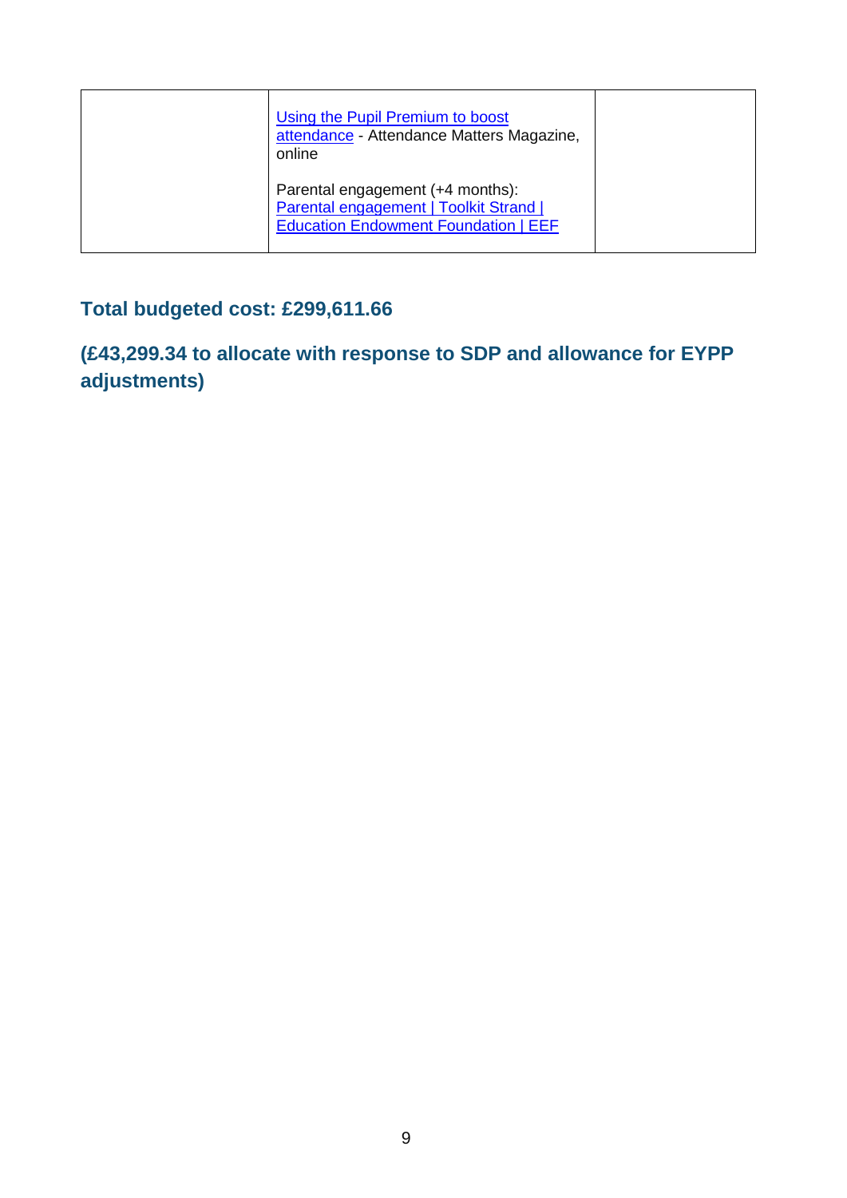|  |  |  |
|---|---|---|
|  | Using the Pupil Premium to boost attendance - Attendance Matters Magazine, online<br><br>Parental engagement (+4 months): Parental engagement \| Toolkit Strand \| Education Endowment Foundation \| EEF |  |

**Total budgeted cost: £299,611.66**

**(£43,299.34 to allocate with response to SDP and allowance for EYPP adjustments)**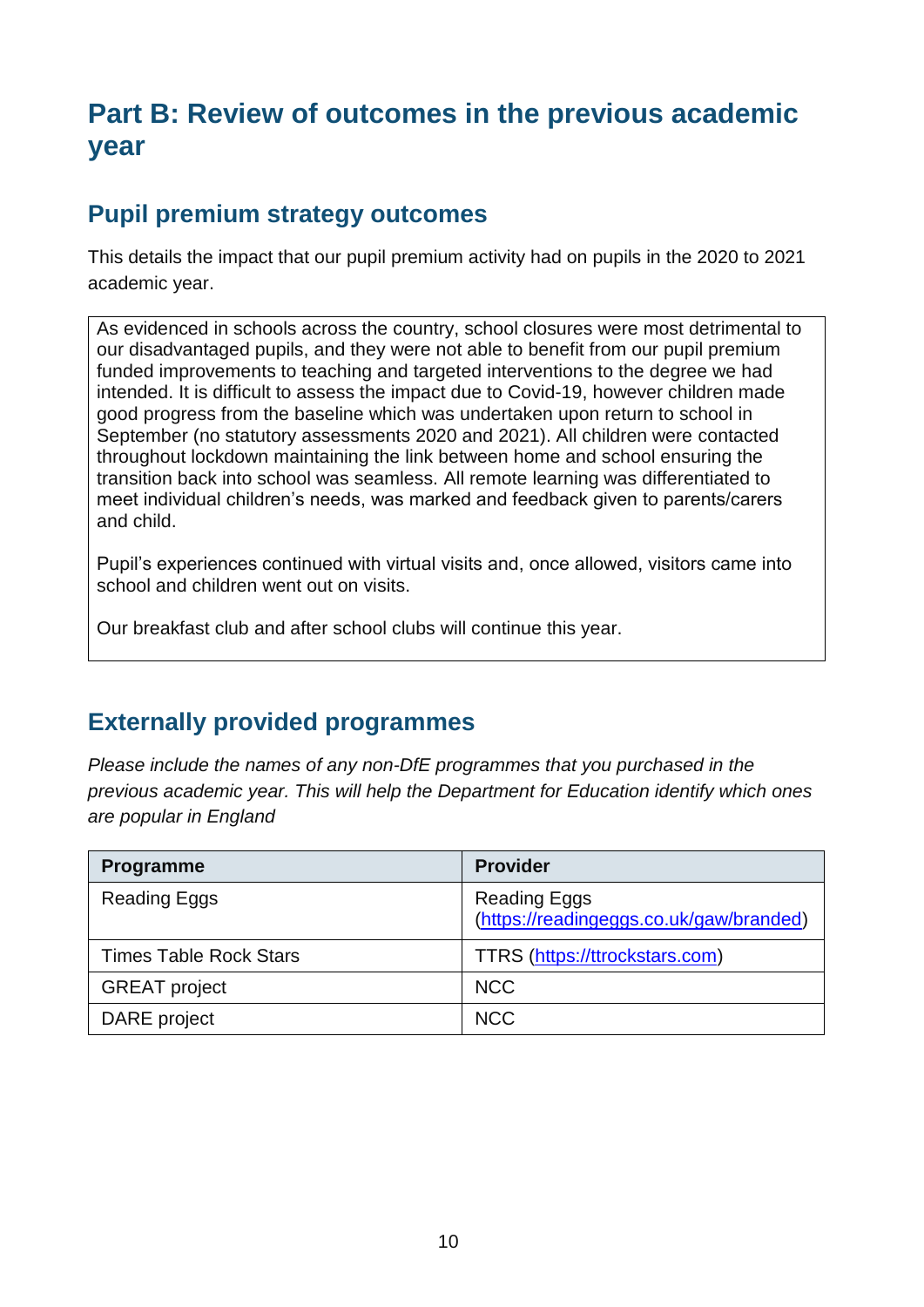# Part B: Review of outcomes in the previous academic year

## Pupil premium strategy outcomes

This details the impact that our pupil premium activity had on pupils in the 2020 to 2021 academic year.

As evidenced in schools across the country, school closures were most detrimental to our disadvantaged pupils, and they were not able to benefit from our pupil premium funded improvements to teaching and targeted interventions to the degree we had intended. It is difficult to assess the impact due to Covid-19, however children made good progress from the baseline which was undertaken upon return to school in September (no statutory assessments 2020 and 2021). All children were contacted throughout lockdown maintaining the link between home and school ensuring the transition back into school was seamless. All remote learning was differentiated to meet individual children's needs, was marked and feedback given to parents/carers and child.

Pupil's experiences continued with virtual visits and, once allowed, visitors came into school and children went out on visits.

Our breakfast club and after school clubs will continue this year.

## Externally provided programmes

*Please include the names of any non-DfE programmes that you purchased in the previous academic year. This will help the Department for Education identify which ones are popular in England*

| Programme | Provider |
|---|---|
| Reading Eggs | Reading Eggs (https://readingeggs.co.uk/gaw/branded) |
| Times Table Rock Stars | TTRS (https://ttrockstars.com) |
| GREAT project | NCC |
| DARE project | NCC |